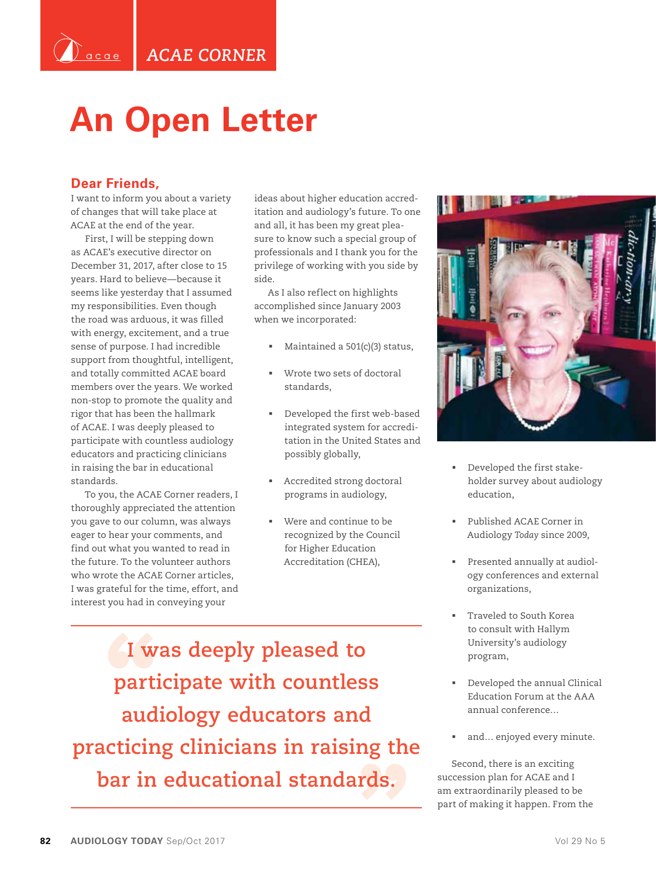ACAE CORNER

# An Open Letter

## Dear Friends,

I want to inform you about a variety of changes that will take place at ACAE at the end of the year.

First, I will be stepping down as ACAE's executive director on December 31, 2017, after close to 15 years. Hard to believe—because it seems like yesterday that I assumed my responsibilities. Even though the road was arduous, it was filled with energy, excitement, and a true sense of purpose. I had incredible support from thoughtful, intelligent, and totally committed ACAE board members over the years. We worked non-stop to promote the quality and rigor that has been the hallmark of ACAE. I was deeply pleased to participate with countless audiology educators and practicing clinicians in raising the bar in educational standards.

To you, the ACAE Corner readers, I thoroughly appreciated the attention you gave to our column, was always eager to hear your comments, and find out what you wanted to read in the future. To the volunteer authors who wrote the ACAE Corner articles, I was grateful for the time, effort, and interest you had in conveying your ideas about higher education accreditation and audiology's future. To one and all, it has been my great pleasure to know such a special group of professionals and I thank you for the privilege of working with you side by side.

As I also reflect on highlights accomplished since January 2003 when we incorporated:

- Maintained a 501(c)(3) status,
- Wrote two sets of doctoral standards,
- Developed the first web-based integrated system for accreditation in the United States and possibly globally,
- Accredited strong doctoral programs in audiology,
- Were and continue to be recognized by the Council for Higher Education Accreditation (CHEA),
- Developed the first stakeholder survey about audiology education,
- Published ACAE Corner in Audiology *Today* since 2009,
- Presented annually at audiology conferences and external organizations,
- Traveled to South Korea to consult with Hallym University's audiology program,
- Developed the annual Clinical Education Forum at the AAA annual conference…
- and… enjoyed every minute.

> "I was deeply pleased to participate with countless audiology educators and practicing clinicians in raising the bar in educational standards."

Second, there is an exciting succession plan for ACAE and I am extraordinarily pleased to be part of making it happen. From the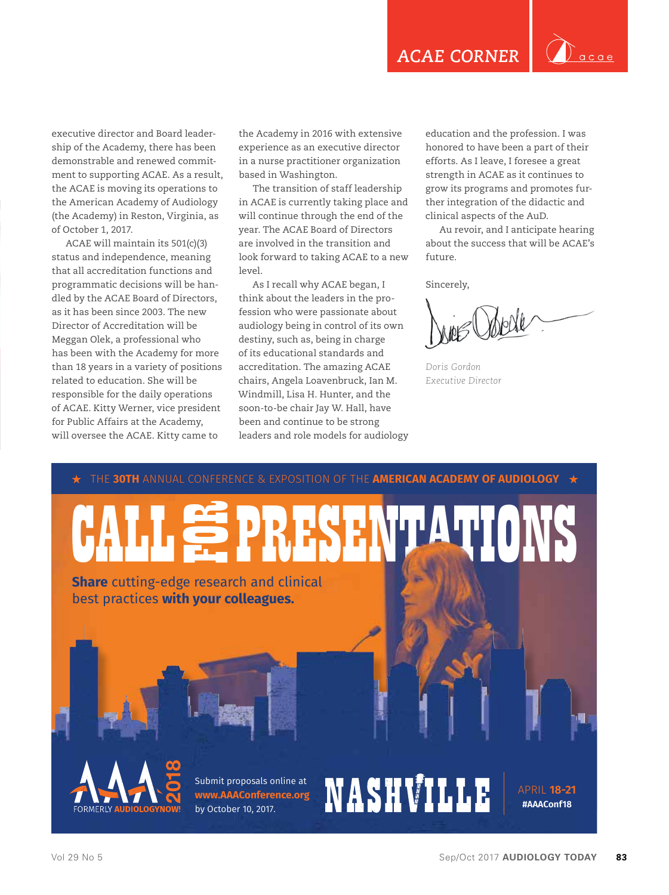executive director and Board leadership of the Academy, there has been demonstrable and renewed commitment to supporting ACAE. As a result, the ACAE is moving its operations to the American Academy of Audiology (the Academy) in Reston, Virginia, as of October 1, 2017.

ACAE will maintain its 501(c)(3) status and independence, meaning that all accreditation functions and programmatic decisions will be handled by the ACAE Board of Directors, as it has been since 2003. The new Director of Accreditation will be Meggan Olek, a professional who has been with the Academy for more than 18 years in a variety of positions related to education. She will be responsible for the daily operations of ACAE. Kitty Werner, vice president for Public Affairs at the Academy, will oversee the ACAE. Kitty came to the Academy in 2016 with extensive experience as an executive director in a nurse practitioner organization based in Washington.

The transition of staff leadership in ACAE is currently taking place and will continue through the end of the year. The ACAE Board of Directors are involved in the transition and look forward to taking ACAE to a new level.

As I recall why ACAE began, I think about the leaders in the profession who were passionate about audiology being in control of its own destiny, such as, being in charge of its educational standards and accreditation. The amazing ACAE chairs, Angela Loavenbruck, Ian M. Windmill, Lisa H. Hunter, and the soon-to-be chair Jay W. Hall, have been and continue to be strong leaders and role models for audiology education and the profession. I was honored to have been a part of their efforts. As I leave, I foresee a great strength in ACAE as it continues to grow its programs and promotes further integration of the didactic and clinical aspects of the AuD.

Au revoir, and I anticipate hearing about the success that will be ACAE's future.

Sincerely,

*Doris Gordon*
*Executive Director*

★ THE **30TH** ANNUAL CONFERENCE & EXPOSITION OF THE **AMERICAN ACADEMY OF AUDIOLOGY** ★

# CALL FOR PRESENTATIONS

**Share** cutting-edge research and clinical best practices **with your colleagues.**

AAA 2018
FORMERLY AUDIOLOGYNOW!

Submit proposals online at **www.AAAConference.org** by October 10, 2017.

NASHVILLE

APRIL **18-21**
**#AAAConf18**